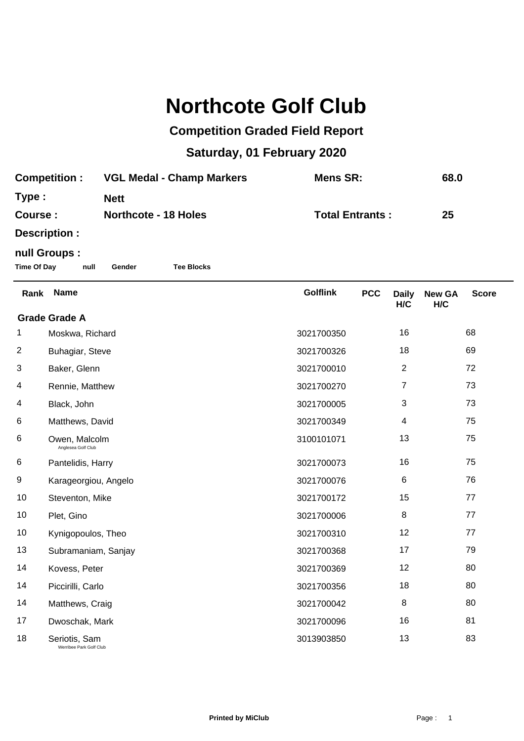# Northcote Golf Club

## Competition Graded Field Report

### Saturday, 01 February 2020

**Competition :** VGL Medal - Champ Markers **Mens SR:** 68.0

**Type :** Nett

**Course :** Northcote - 18 Holes **Total Entrants :** 25

**Description :**

**null Groups :**

**Time Of Day** **null** **Gender** **Tee Blocks**

| Rank | Name | Golflink | PCC | Daily H/C | New GA H/C | Score |
|---|---|---|---|---|---|---|
| **Grade Grade A** | | | | | | |
| 1 | Moskwa, Richard | 3021700350 | | 16 | | 68 |
| 2 | Buhagiar, Steve | 3021700326 | | 18 | | 69 |
| 3 | Baker, Glenn | 3021700010 | | 2 | | 72 |
| 4 | Rennie, Matthew | 3021700270 | | 7 | | 73 |
| 4 | Black, John | 3021700005 | | 3 | | 73 |
| 6 | Matthews, David | 3021700349 | | 4 | | 75 |
| 6 | Owen, Malcolm<br>Anglesea Golf Club | 3100101071 | | 13 | | 75 |
| 6 | Pantelidis, Harry | 3021700073 | | 16 | | 75 |
| 9 | Karageorgiou, Angelo | 3021700076 | | 6 | | 76 |
| 10 | Steventon, Mike | 3021700172 | | 15 | | 77 |
| 10 | Plet, Gino | 3021700006 | | 8 | | 77 |
| 10 | Kynigopoulos, Theo | 3021700310 | | 12 | | 77 |
| 13 | Subramaniam, Sanjay | 3021700368 | | 17 | | 79 |
| 14 | Kovess, Peter | 3021700369 | | 12 | | 80 |
| 14 | Piccirilli, Carlo | 3021700356 | | 18 | | 80 |
| 14 | Matthews, Craig | 3021700042 | | 8 | | 80 |
| 17 | Dwoschak, Mark | 3021700096 | | 16 | | 81 |
| 18 | Seriotis, Sam<br>Werribee Park Golf Club | 3013903850 | | 13 | | 83 |

Printed by MiClub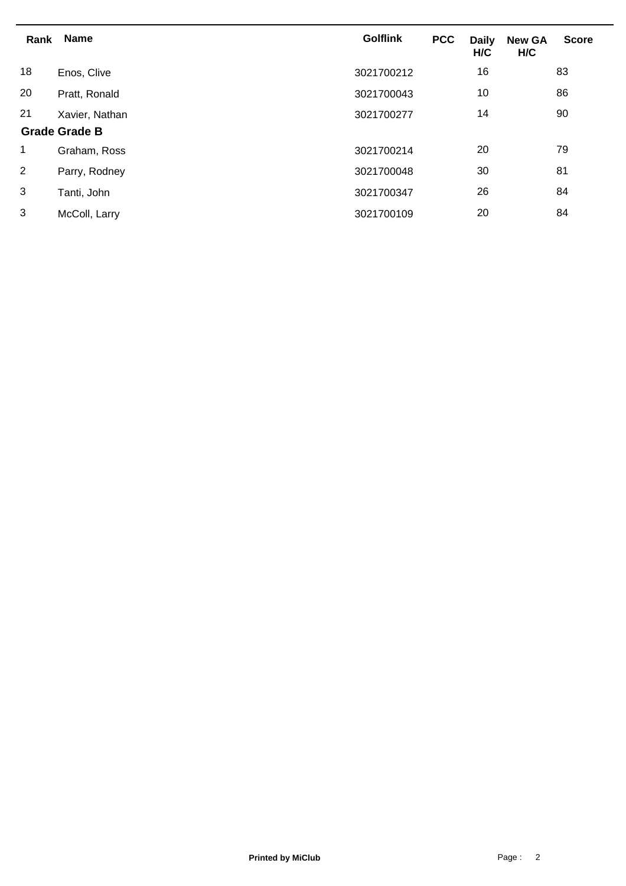| Rank | Name | Golflink | PCC | Daily H/C | New GA H/C | Score |
|---|---|---|---|---|---|---|
| 18 | Enos, Clive | 3021700212 | | 16 | | 83 |
| 20 | Pratt, Ronald | 3021700043 | | 10 | | 86 |
| 21 | Xavier, Nathan | 3021700277 | | 14 | | 90 |
| **Grade Grade B** | | | | | | |
| 1 | Graham, Ross | 3021700214 | | 20 | | 79 |
| 2 | Parry, Rodney | 3021700048 | | 30 | | 81 |
| 3 | Tanti, John | 3021700347 | | 26 | | 84 |
| 3 | McColl, Larry | 3021700109 | | 20 | | 84 |

**Printed by MiClub**